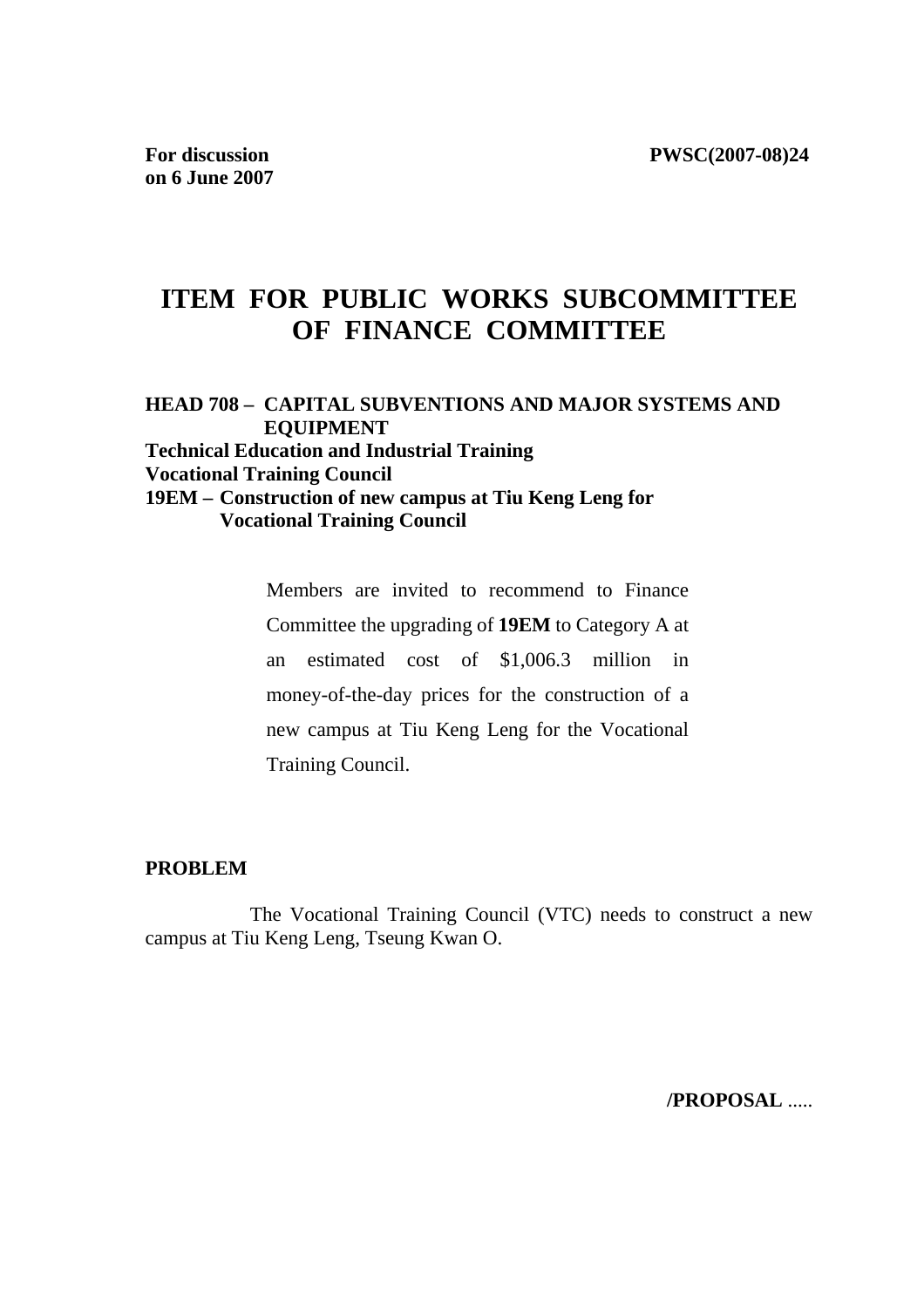**For discussion on 6 June 2007**

**PWSC(2007-08)24**

# ITEM FOR PUBLIC WORKS SUBCOMMITTEE OF FINANCE COMMITTEE

**HEAD 708 – CAPITAL SUBVENTIONS AND MAJOR SYSTEMS AND EQUIPMENT**
**Technical Education and Industrial Training**
**Vocational Training Council**
**19EM – Construction of new campus at Tiu Keng Leng for Vocational Training Council**

Members are invited to recommend to Finance Committee the upgrading of **19EM** to Category A at an estimated cost of $1,006.3 million in money-of-the-day prices for the construction of a new campus at Tiu Keng Leng for the Vocational Training Council.

**PROBLEM**

The Vocational Training Council (VTC) needs to construct a new campus at Tiu Keng Leng, Tseung Kwan O.

**/PROPOSAL .....**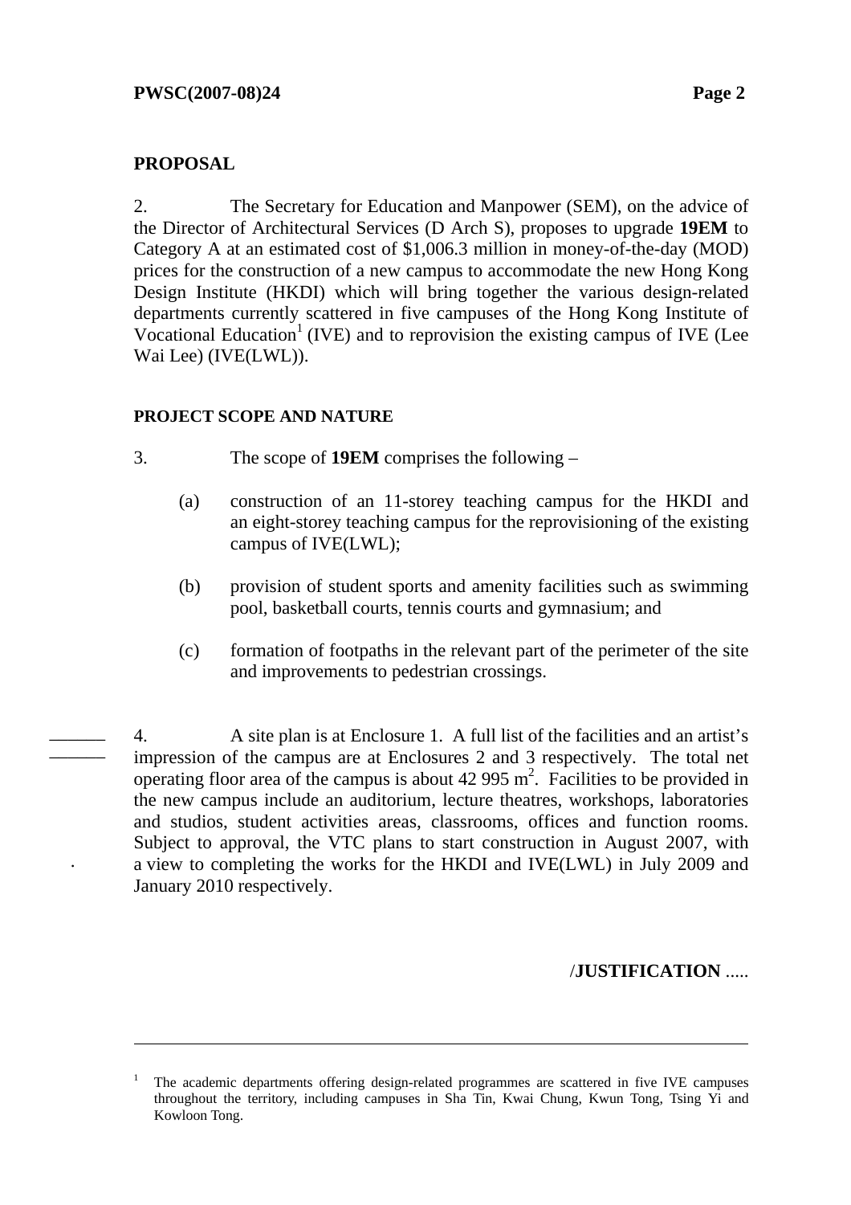## PROPOSAL

2. The Secretary for Education and Manpower (SEM), on the advice of the Director of Architectural Services (D Arch S), proposes to upgrade **19EM** to Category A at an estimated cost of $1,006.3 million in money-of-the-day (MOD) prices for the construction of a new campus to accommodate the new Hong Kong Design Institute (HKDI) which will bring together the various design-related departments currently scattered in five campuses of the Hong Kong Institute of Vocational Education[1] (IVE) and to reprovision the existing campus of IVE (Lee Wai Lee) (IVE(LWL)).

### PROJECT SCOPE AND NATURE

3. The scope of **19EM** comprises the following –

(a) construction of an 11-storey teaching campus for the HKDI and an eight-storey teaching campus for the reprovisioning of the existing campus of IVE(LWL);

(b) provision of student sports and amenity facilities such as swimming pool, basketball courts, tennis courts and gymnasium; and

(c) formation of footpaths in the relevant part of the perimeter of the site and improvements to pedestrian crossings.

4. A site plan is at Enclosure 1. A full list of the facilities and an artist's impression of the campus are at Enclosures 2 and 3 respectively. The total net operating floor area of the campus is about 42 995 $m^2$. Facilities to be provided in the new campus include an auditorium, lecture theatres, workshops, laboratories and studios, student activities areas, classrooms, offices and function rooms. Subject to approval, the VTC plans to start construction in August 2007, with a view to completing the works for the HKDI and IVE(LWL) in July 2009 and January 2010 respectively.

/**JUSTIFICATION** .....

---

[1] The academic departments offering design-related programmes are scattered in five IVE campuses throughout the territory, including campuses in Sha Tin, Kwai Chung, Kwun Tong, Tsing Yi and Kowloon Tong.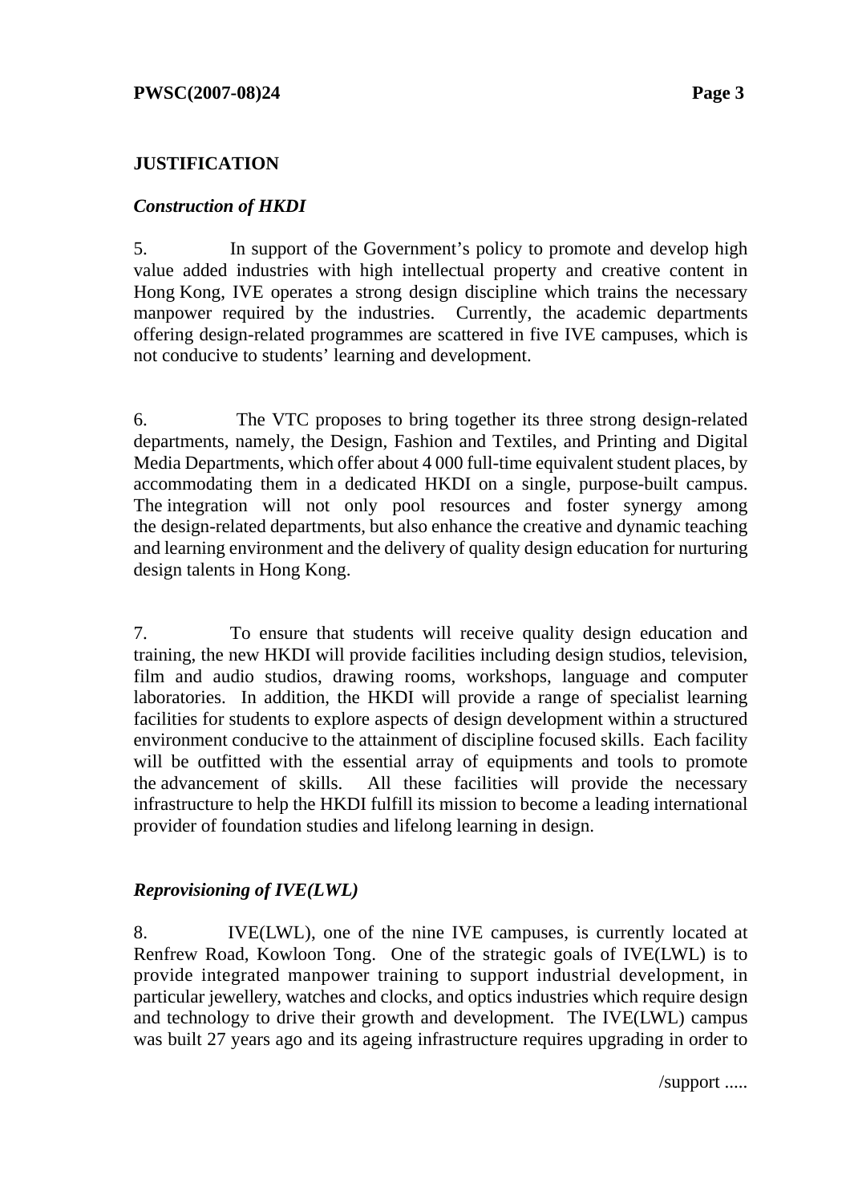**JUSTIFICATION**

***Construction of HKDI***

5. In support of the Government's policy to promote and develop high value added industries with high intellectual property and creative content in Hong Kong, IVE operates a strong design discipline which trains the necessary manpower required by the industries. Currently, the academic departments offering design-related programmes are scattered in five IVE campuses, which is not conducive to students' learning and development.

6. The VTC proposes to bring together its three strong design-related departments, namely, the Design, Fashion and Textiles, and Printing and Digital Media Departments, which offer about 4 000 full-time equivalent student places, by accommodating them in a dedicated HKDI on a single, purpose-built campus. The integration will not only pool resources and foster synergy among the design-related departments, but also enhance the creative and dynamic teaching and learning environment and the delivery of quality design education for nurturing design talents in Hong Kong.

7. To ensure that students will receive quality design education and training, the new HKDI will provide facilities including design studios, television, film and audio studios, drawing rooms, workshops, language and computer laboratories. In addition, the HKDI will provide a range of specialist learning facilities for students to explore aspects of design development within a structured environment conducive to the attainment of discipline focused skills. Each facility will be outfitted with the essential array of equipments and tools to promote the advancement of skills. All these facilities will provide the necessary infrastructure to help the HKDI fulfill its mission to become a leading international provider of foundation studies and lifelong learning in design.

***Reprovisioning of IVE(LWL)***

8. IVE(LWL), one of the nine IVE campuses, is currently located at Renfrew Road, Kowloon Tong. One of the strategic goals of IVE(LWL) is to provide integrated manpower training to support industrial development, in particular jewellery, watches and clocks, and optics industries which require design and technology to drive their growth and development. The IVE(LWL) campus was built 27 years ago and its ageing infrastructure requires upgrading in order to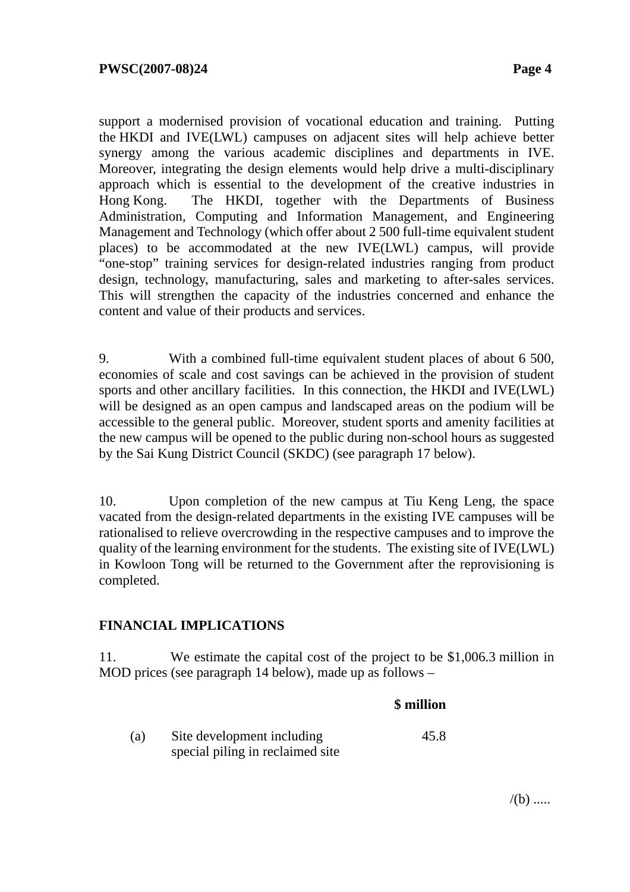support a modernised provision of vocational education and training. Putting the HKDI and IVE(LWL) campuses on adjacent sites will help achieve better synergy among the various academic disciplines and departments in IVE. Moreover, integrating the design elements would help drive a multi-disciplinary approach which is essential to the development of the creative industries in Hong Kong. The HKDI, together with the Departments of Business Administration, Computing and Information Management, and Engineering Management and Technology (which offer about 2 500 full-time equivalent student places) to be accommodated at the new IVE(LWL) campus, will provide "one-stop" training services for design-related industries ranging from product design, technology, manufacturing, sales and marketing to after-sales services. This will strengthen the capacity of the industries concerned and enhance the content and value of their products and services.

9. With a combined full-time equivalent student places of about 6 500, economies of scale and cost savings can be achieved in the provision of student sports and other ancillary facilities. In this connection, the HKDI and IVE(LWL) will be designed as an open campus and landscaped areas on the podium will be accessible to the general public. Moreover, student sports and amenity facilities at the new campus will be opened to the public during non-school hours as suggested by the Sai Kung District Council (SKDC) (see paragraph 17 below).

10. Upon completion of the new campus at Tiu Keng Leng, the space vacated from the design-related departments in the existing IVE campuses will be rationalised to relieve overcrowding in the respective campuses and to improve the quality of the learning environment for the students. The existing site of IVE(LWL) in Kowloon Tong will be returned to the Government after the reprovisioning is completed.

**FINANCIAL IMPLICATIONS**

11. We estimate the capital cost of the project to be $1,006.3 million in MOD prices (see paragraph 14 below), made up as follows –

| | | **$ million** |
|---|---|---|
| (a) | Site development including special piling in reclaimed site | 45.8 |

/(b) .....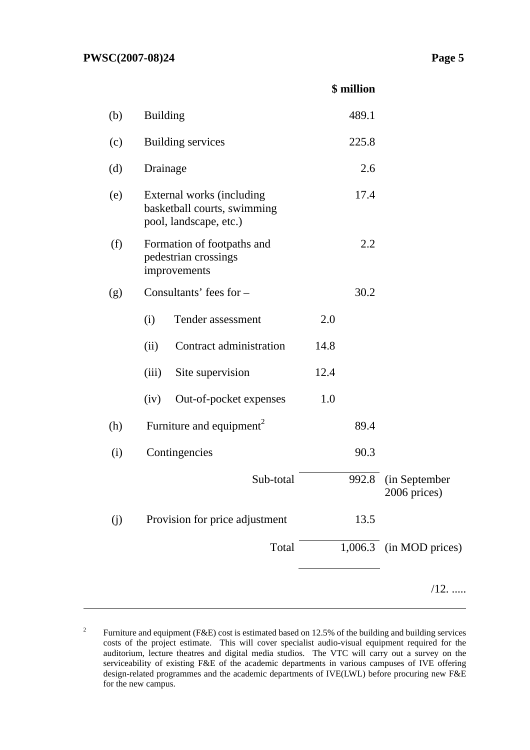| | | | $ million | |
|---|---|---|---|---|
| (b) | Building | | 489.1 | |
| (c) | Building services | | 225.8 | |
| (d) | Drainage | | 2.6 | |
| (e) | External works (including basketball courts, swimming pool, landscape, etc.) | | 17.4 | |
| (f) | Formation of footpaths and pedestrian crossings improvements | | 2.2 | |
| (g) | Consultants' fees for – | | 30.2 | |
| | (i) Tender assessment | 2.0 | | |
| | (ii) Contract administration | 14.8 | | |
| | (iii) Site supervision | 12.4 | | |
| | (iv) Out-of-pocket expenses | 1.0 | | |
| (h) | Furniture and equipment[2] | | 89.4 | |
| (i) | Contingencies | | 90.3 | |
| | Sub-total | | 992.8 | (in September 2006 prices) |
| (j) | Provision for price adjustment | | 13.5 | |
| | Total | | 1,006.3 | (in MOD prices) |

/12. .....

---

[2] Furniture and equipment (F&E) cost is estimated based on 12.5% of the building and building services costs of the project estimate. This will cover specialist audio-visual equipment required for the auditorium, lecture theatres and digital media studios. The VTC will carry out a survey on the serviceability of existing F&E of the academic departments in various campuses of IVE offering design-related programmes and the academic departments of IVE(LWL) before procuring new F&E for the new campus.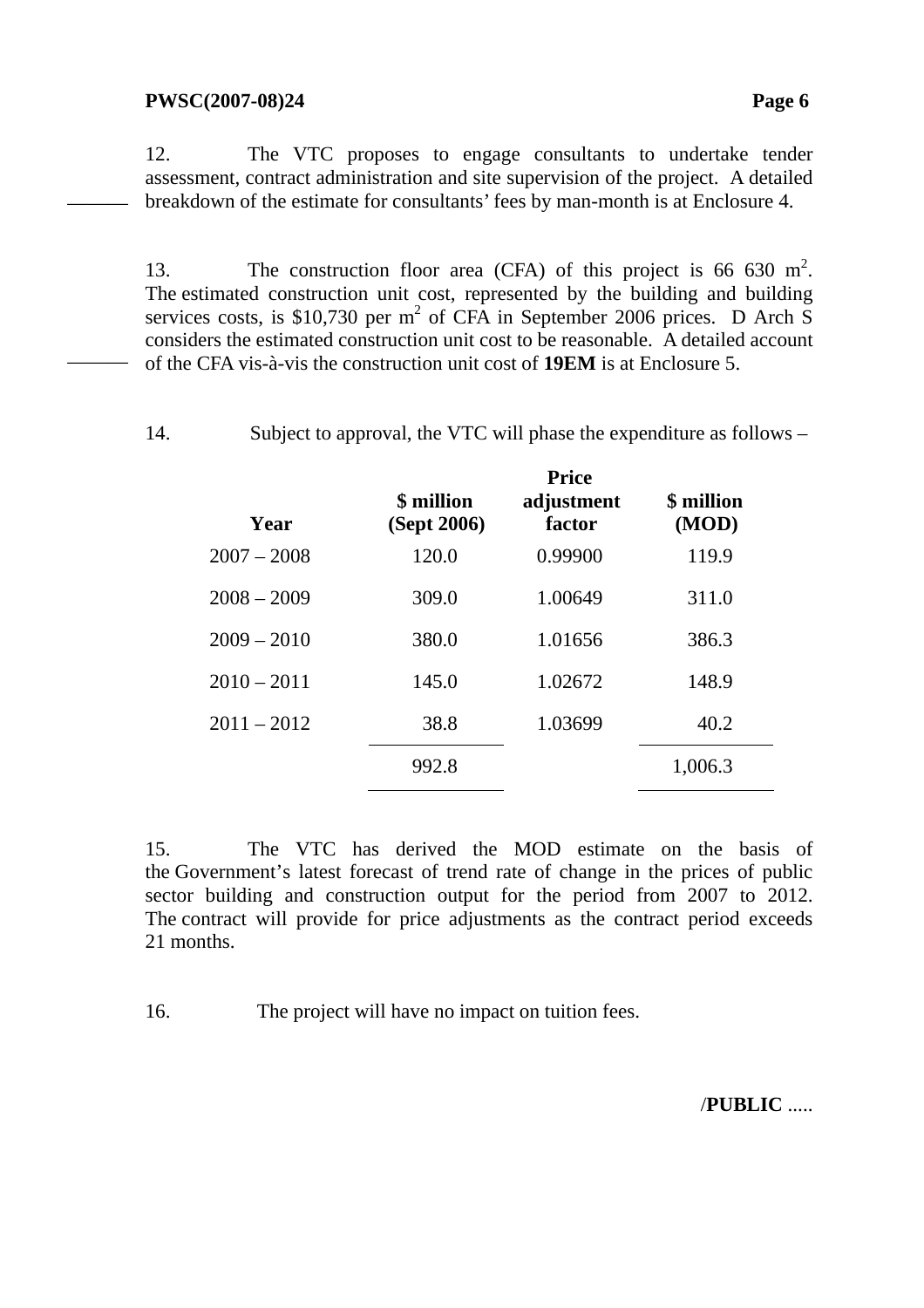12. The VTC proposes to engage consultants to undertake tender assessment, contract administration and site supervision of the project. A detailed breakdown of the estimate for consultants' fees by man-month is at Enclosure 4.

13. The construction floor area (CFA) of this project is 66 630 $m^2$. The estimated construction unit cost, represented by the building and building services costs, is \$10,730 per $m^2$ of CFA in September 2006 prices. D Arch S considers the estimated construction unit cost to be reasonable. A detailed account of the CFA vis-à-vis the construction unit cost of **19EM** is at Enclosure 5.

14. Subject to approval, the VTC will phase the expenditure as follows –

| Year | \$ million (Sept 2006) | Price adjustment factor | \$ million (MOD) |
|---|---|---|---|
| 2007 – 2008 | 120.0 | 0.99900 | 119.9 |
| 2008 – 2009 | 309.0 | 1.00649 | 311.0 |
| 2009 – 2010 | 380.0 | 1.01656 | 386.3 |
| 2010 – 2011 | 145.0 | 1.02672 | 148.9 |
| 2011 – 2012 | 38.8 | 1.03699 | 40.2 |
| | 992.8 | | 1,006.3 |

15. The VTC has derived the MOD estimate on the basis of the Government's latest forecast of trend rate of change in the prices of public sector building and construction output for the period from 2007 to 2012. The contract will provide for price adjustments as the contract period exceeds 21 months.

16. The project will have no impact on tuition fees.

/**PUBLIC** .....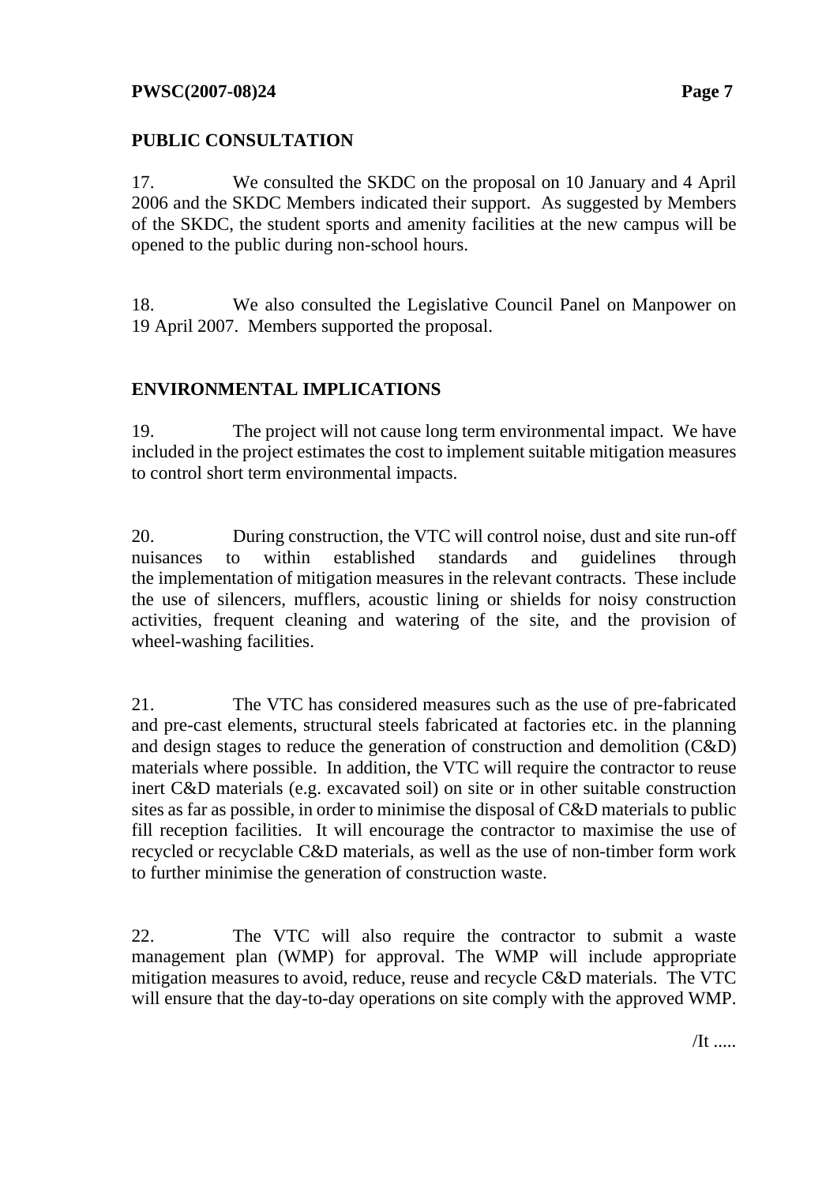## PUBLIC CONSULTATION

17. We consulted the SKDC on the proposal on 10 January and 4 April 2006 and the SKDC Members indicated their support. As suggested by Members of the SKDC, the student sports and amenity facilities at the new campus will be opened to the public during non-school hours.

18. We also consulted the Legislative Council Panel on Manpower on 19 April 2007. Members supported the proposal.

## ENVIRONMENTAL IMPLICATIONS

19. The project will not cause long term environmental impact. We have included in the project estimates the cost to implement suitable mitigation measures to control short term environmental impacts.

20. During construction, the VTC will control noise, dust and site run-off nuisances to within established standards and guidelines through the implementation of mitigation measures in the relevant contracts. These include the use of silencers, mufflers, acoustic lining or shields for noisy construction activities, frequent cleaning and watering of the site, and the provision of wheel-washing facilities.

21. The VTC has considered measures such as the use of pre-fabricated and pre-cast elements, structural steels fabricated at factories etc. in the planning and design stages to reduce the generation of construction and demolition (C&D) materials where possible. In addition, the VTC will require the contractor to reuse inert C&D materials (e.g. excavated soil) on site or in other suitable construction sites as far as possible, in order to minimise the disposal of C&D materials to public fill reception facilities. It will encourage the contractor to maximise the use of recycled or recyclable C&D materials, as well as the use of non-timber form work to further minimise the generation of construction waste.

22. The VTC will also require the contractor to submit a waste management plan (WMP) for approval. The WMP will include appropriate mitigation measures to avoid, reduce, reuse and recycle C&D materials. The VTC will ensure that the day-to-day operations on site comply with the approved WMP.

/It .....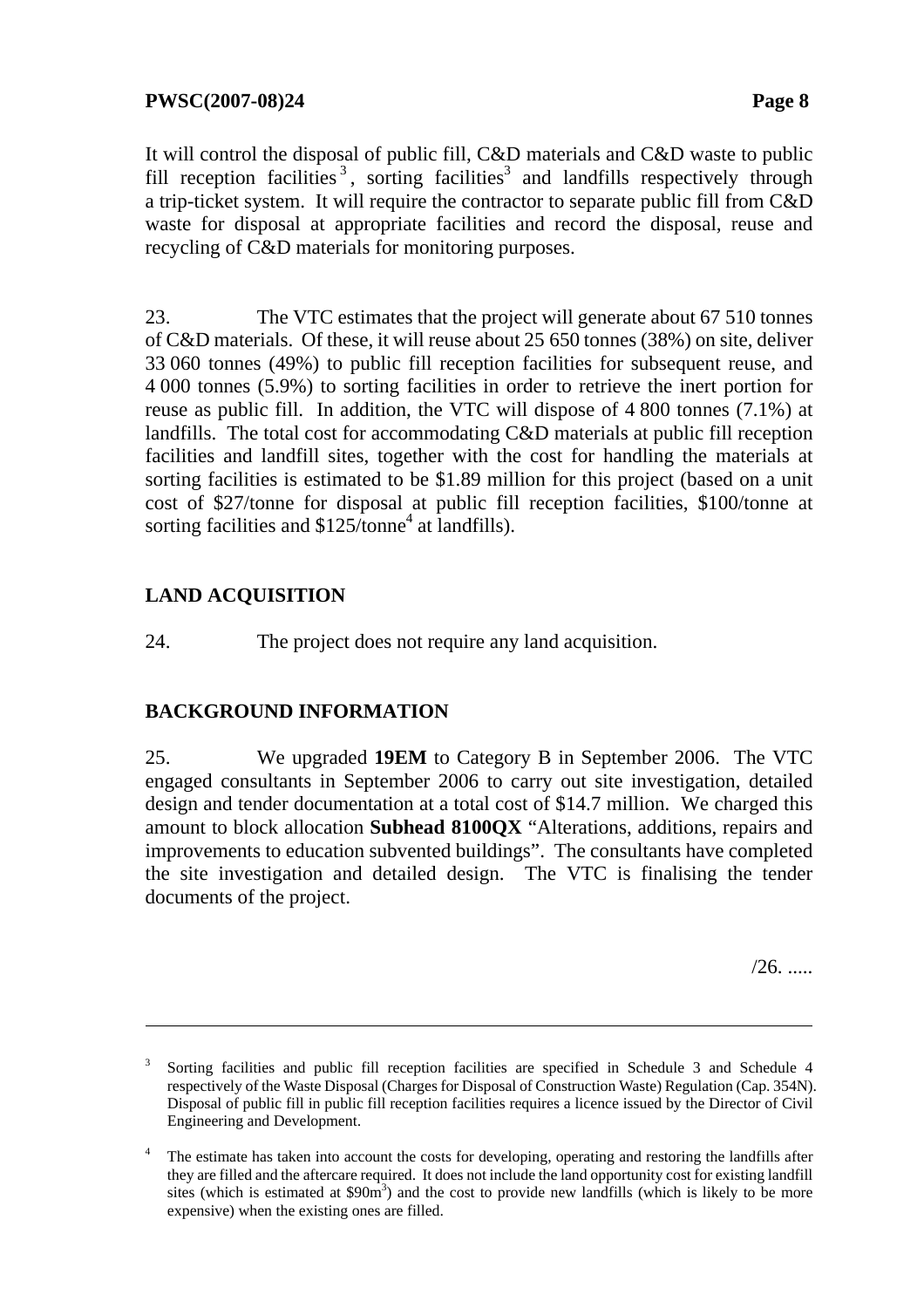It will control the disposal of public fill, C&D materials and C&D waste to public fill reception facilities[3], sorting facilities[3] and landfills respectively through a trip-ticket system. It will require the contractor to separate public fill from C&D waste for disposal at appropriate facilities and record the disposal, reuse and recycling of C&D materials for monitoring purposes.

23. The VTC estimates that the project will generate about 67 510 tonnes of C&D materials. Of these, it will reuse about 25 650 tonnes (38%) on site, deliver 33 060 tonnes (49%) to public fill reception facilities for subsequent reuse, and 4 000 tonnes (5.9%) to sorting facilities in order to retrieve the inert portion for reuse as public fill. In addition, the VTC will dispose of 4 800 tonnes (7.1%) at landfills. The total cost for accommodating C&D materials at public fill reception facilities and landfill sites, together with the cost for handling the materials at sorting facilities is estimated to be $1.89 million for this project (based on a unit cost of $27/tonne for disposal at public fill reception facilities, $100/tonne at sorting facilities and $125/tonne[4] at landfills).

## LAND ACQUISITION

24. The project does not require any land acquisition.

## BACKGROUND INFORMATION

25. We upgraded **19EM** to Category B in September 2006. The VTC engaged consultants in September 2006 to carry out site investigation, detailed design and tender documentation at a total cost of $14.7 million. We charged this amount to block allocation **Subhead 8100QX** "Alterations, additions, repairs and improvements to education subvented buildings". The consultants have completed the site investigation and detailed design. The VTC is finalising the tender documents of the project.

/26. .....

---

[3] Sorting facilities and public fill reception facilities are specified in Schedule 3 and Schedule 4 respectively of the Waste Disposal (Charges for Disposal of Construction Waste) Regulation (Cap. 354N). Disposal of public fill in public fill reception facilities requires a licence issued by the Director of Civil Engineering and Development.

[4] The estimate has taken into account the costs for developing, operating and restoring the landfills after they are filled and the aftercare required. It does not include the land opportunity cost for existing landfill sites (which is estimated at $90m^3$) and the cost to provide new landfills (which is likely to be more expensive) when the existing ones are filled.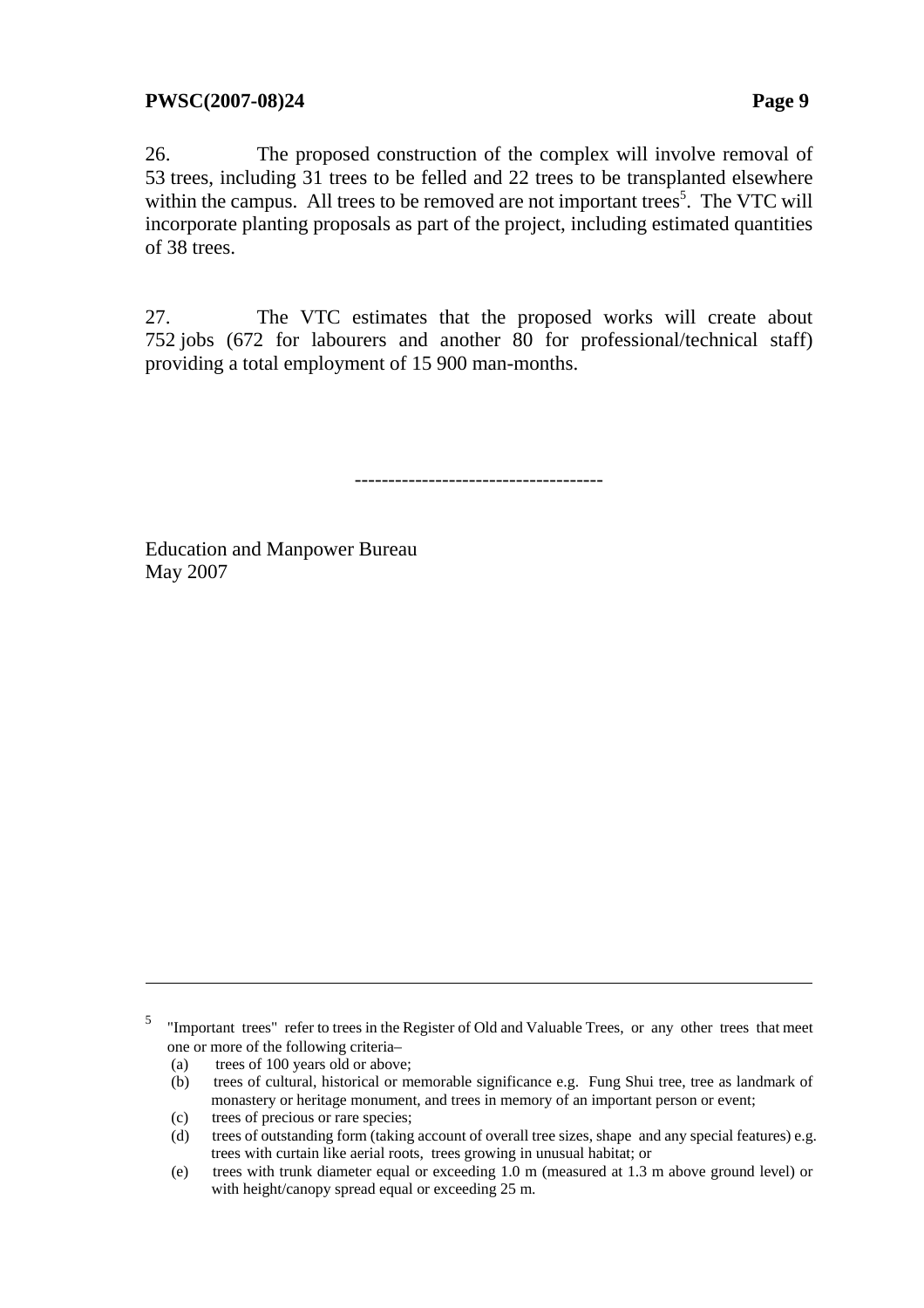26. The proposed construction of the complex will involve removal of 53 trees, including 31 trees to be felled and 22 trees to be transplanted elsewhere within the campus. All trees to be removed are not important trees[5]. The VTC will incorporate planting proposals as part of the project, including estimated quantities of 38 trees.

27. The VTC estimates that the proposed works will create about 752 jobs (672 for labourers and another 80 for professional/technical staff) providing a total employment of 15 900 man-months.

------------------------------------

Education and Manpower Bureau
May 2007

---

[5] "Important trees" refer to trees in the Register of Old and Valuable Trees, or any other trees that meet one or more of the following criteria–

(a) trees of 100 years old or above;

(b) trees of cultural, historical or memorable significance e.g. Fung Shui tree, tree as landmark of monastery or heritage monument, and trees in memory of an important person or event;

(c) trees of precious or rare species;

(d) trees of outstanding form (taking account of overall tree sizes, shape and any special features) e.g. trees with curtain like aerial roots, trees growing in unusual habitat; or

(e) trees with trunk diameter equal or exceeding 1.0 m (measured at 1.3 m above ground level) or with height/canopy spread equal or exceeding 25 m.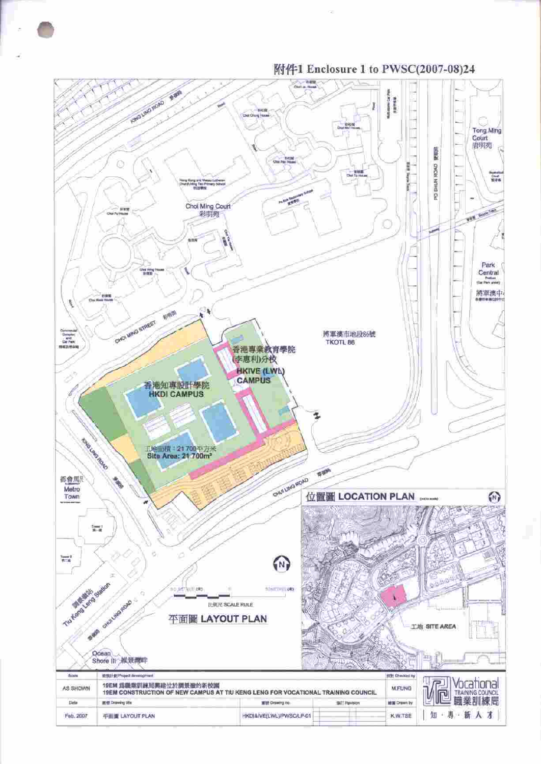附件1 Enclosure 1 to PWSC(2007-08)24

香港專業教育學院(李惠利)分校
HKIVE (LWL) CAMPUS

香港知專設計學院
HKDI CAMPUS

工地面積：21 700平方米
Site Area: 21 700m²

將軍澳市地段86號
TKOTL 86

彩明苑 Choi Ming Court

唐明苑 Tong Ming Court

將軍澳中心 Park Central

都會駅 Metro Town

調景嶺站 Tiu Keng Leng Station

維景灣畔 Ocean Shore III

KING LING ROAD 景嶺路

CHOI MING STREET 彩明街

CHUI LING ROAD 翠嶺路

PO SHUN ROAD 寶順路

比例尺 SCALE RULE

平面圖 LAYOUT PLAN

位置圖 LOCATION PLAN

工地 SITE AREA

| Scale | 工程計劃 Project development | 核對 Checked by | |
|---|---|---|---|
| AS SHOWN | 19EM 為職業訓練局興建位於調景嶺的新校園<br>19EM CONSTRUCTION OF NEW CAMPUS AT TIU KENG LENG FOR VOCATIONAL TRAINING COUNCIL | M.FUNG | Vocational Training Council 職業訓練局 |
| Date | 圖號 Drawing title / 圖號 Drawing no. / 修訂 Revision | 繪圖 Drawn by | |
| Feb. 2007 | 平面圖 LAYOUT PLAN / HKDI&IVE(LWL)/PWSC/LP-01 | K.W.TSE | 知・專・新人才 |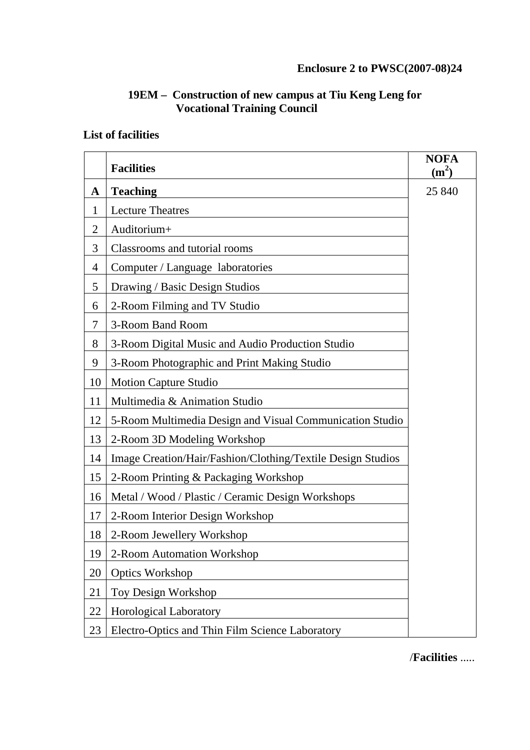**Enclosure 2 to PWSC(2007-08)24**

**19EM – Construction of new campus at Tiu Keng Leng for Vocational Training Council**

**List of facilities**

| | **Facilities** | **NOFA ($m^2$)** |
|---|---|---|
| **A** | **Teaching** | 25 840 |
| 1 | Lecture Theatres | |
| 2 | Auditorium+ | |
| 3 | Classrooms and tutorial rooms | |
| 4 | Computer / Language laboratories | |
| 5 | Drawing / Basic Design Studios | |
| 6 | 2-Room Filming and TV Studio | |
| 7 | 3-Room Band Room | |
| 8 | 3-Room Digital Music and Audio Production Studio | |
| 9 | 3-Room Photographic and Print Making Studio | |
| 10 | Motion Capture Studio | |
| 11 | Multimedia & Animation Studio | |
| 12 | 5-Room Multimedia Design and Visual Communication Studio | |
| 13 | 2-Room 3D Modeling Workshop | |
| 14 | Image Creation/Hair/Fashion/Clothing/Textile Design Studios | |
| 15 | 2-Room Printing & Packaging Workshop | |
| 16 | Metal / Wood / Plastic / Ceramic Design Workshops | |
| 17 | 2-Room Interior Design Workshop | |
| 18 | 2-Room Jewellery Workshop | |
| 19 | 2-Room Automation Workshop | |
| 20 | Optics Workshop | |
| 21 | Toy Design Workshop | |
| 22 | Horological Laboratory | |
| 23 | Electro-Optics and Thin Film Science Laboratory | |

/**Facilities** .....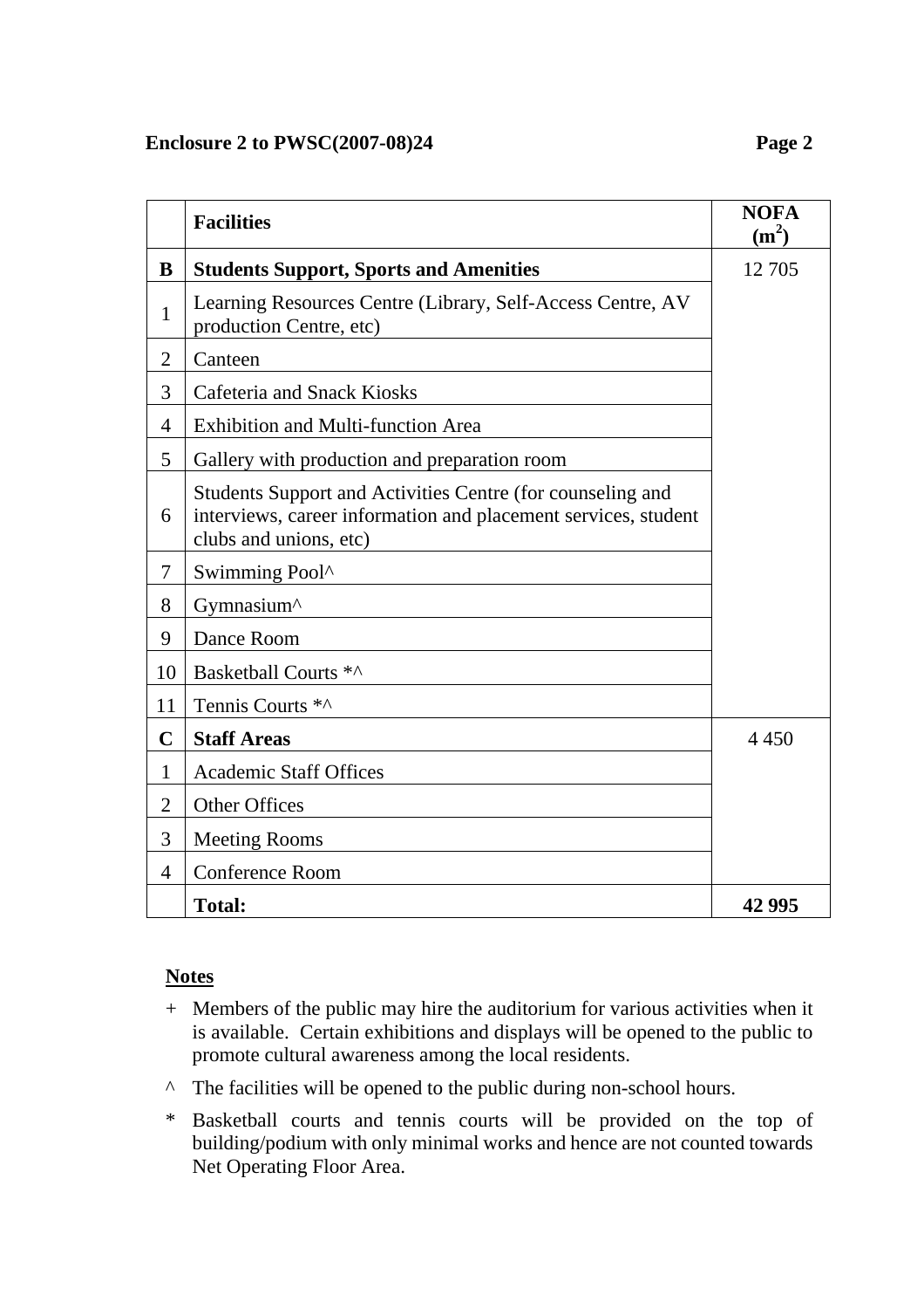| | Facilities | NOFA ($m^2$) |
|---|---|---|
| **B** | **Students Support, Sports and Amenities** | 12 705 |
| 1 | Learning Resources Centre (Library, Self-Access Centre, AV production Centre, etc) | |
| 2 | Canteen | |
| 3 | Cafeteria and Snack Kiosks | |
| 4 | Exhibition and Multi-function Area | |
| 5 | Gallery with production and preparation room | |
| 6 | Students Support and Activities Centre (for counseling and interviews, career information and placement services, student clubs and unions, etc) | |
| 7 | Swimming Pool^ | |
| 8 | Gymnasium^ | |
| 9 | Dance Room | |
| 10 | Basketball Courts *^ | |
| 11 | Tennis Courts *^ | |
| **C** | **Staff Areas** | 4 450 |
| 1 | Academic Staff Offices | |
| 2 | Other Offices | |
| 3 | Meeting Rooms | |
| 4 | Conference Room | |
| | **Total:** | **42 995** |

**Notes**

\+ Members of the public may hire the auditorium for various activities when it is available. Certain exhibitions and displays will be opened to the public to promote cultural awareness among the local residents.

^ The facilities will be opened to the public during non-school hours.

\* Basketball courts and tennis courts will be provided on the top of building/podium with only minimal works and hence are not counted towards Net Operating Floor Area.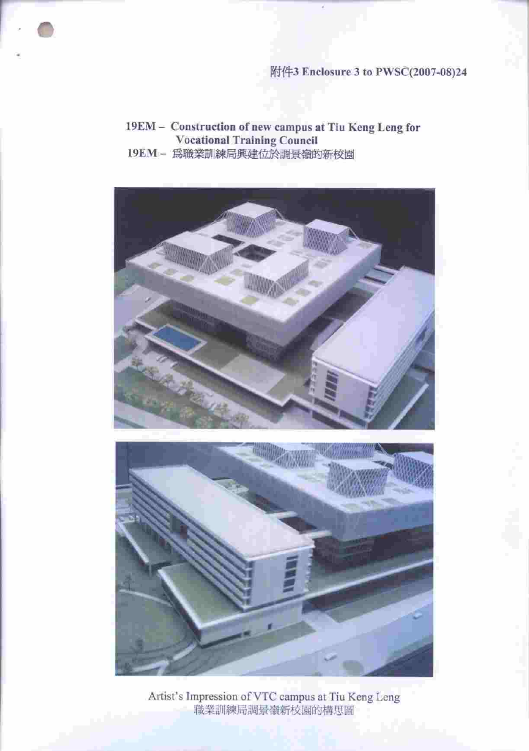附件3 Enclosure 3 to PWSC(2007-08)24

**19EM – Construction of new campus at Tiu Keng Leng for Vocational Training Council**

**19EM – 為職業訓練局興建位於調景嶺的新校園**

Artist's Impression of VTC campus at Tiu Keng Leng

職業訓練局調景嶺新校園的構思圖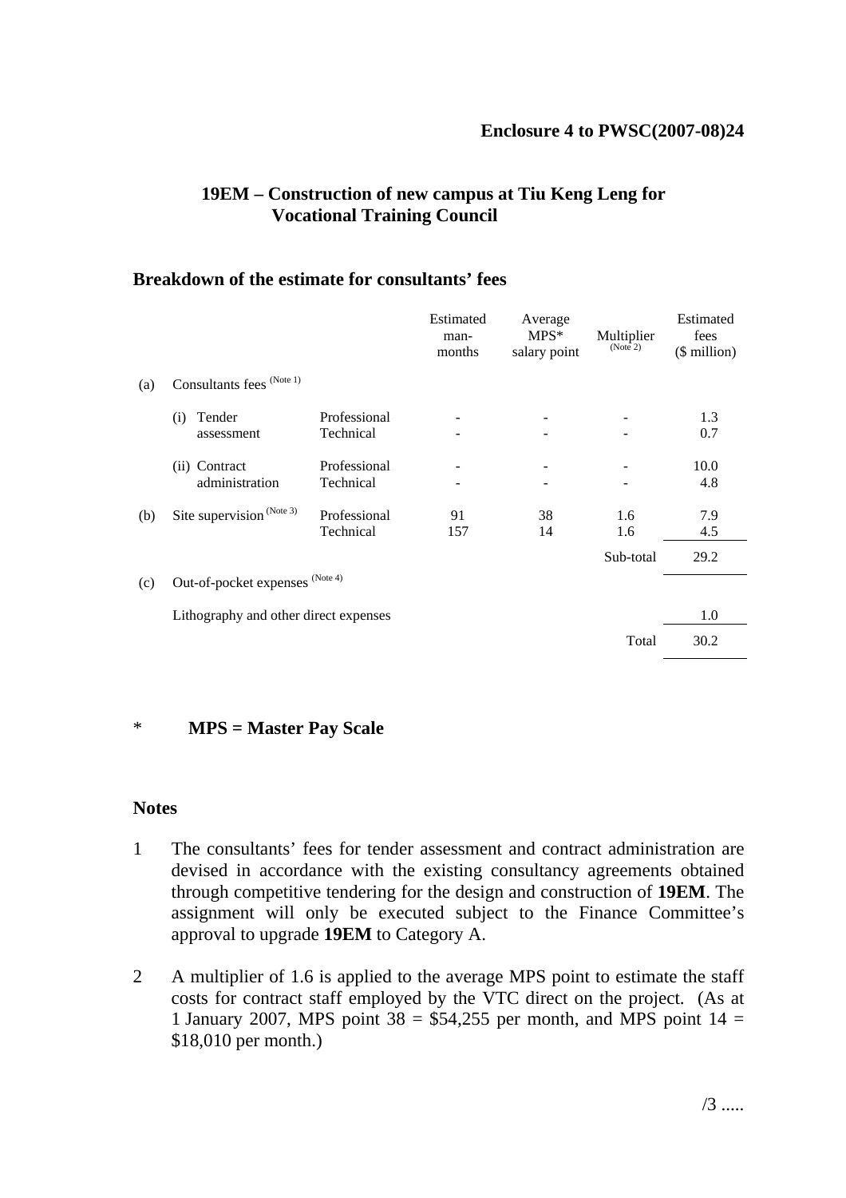**Enclosure 4 to PWSC(2007-08)24**

## 19EM – Construction of new campus at Tiu Keng Leng for Vocational Training Council

### Breakdown of the estimate for consultants' fees

| | | | Estimated man-months | Average MPS* salary point | Multiplier (Note 2) | Estimated fees ($ million) |
|---|---|---|---|---|---|---|
| (a) | Consultants fees (Note 1) | | | | | |
| | (i) Tender assessment | Professional | - | - | - | 1.3 |
| | | Technical | - | - | - | 0.7 |
| | (ii) Contract administration | Professional | - | - | - | 10.0 |
| | | Technical | - | - | - | 4.8 |
| (b) | Site supervision (Note 3) | Professional | 91 | 38 | 1.6 | 7.9 |
| | | Technical | 157 | 14 | 1.6 | 4.5 |
| | | | | | Sub-total | 29.2 |
| (c) | Out-of-pocket expenses (Note 4) | | | | | |
| | Lithography and other direct expenses | | | | | 1.0 |
| | | | | | Total | 30.2 |

\* **MPS = Master Pay Scale**

**Notes**

1. The consultants' fees for tender assessment and contract administration are devised in accordance with the existing consultancy agreements obtained through competitive tendering for the design and construction of **19EM**. The assignment will only be executed subject to the Finance Committee's approval to upgrade **19EM** to Category A.

2. A multiplier of 1.6 is applied to the average MPS point to estimate the staff costs for contract staff employed by the VTC direct on the project. (As at 1 January 2007, MPS point 38 = $54,255 per month, and MPS point 14 = $18,010 per month.)

/3 .....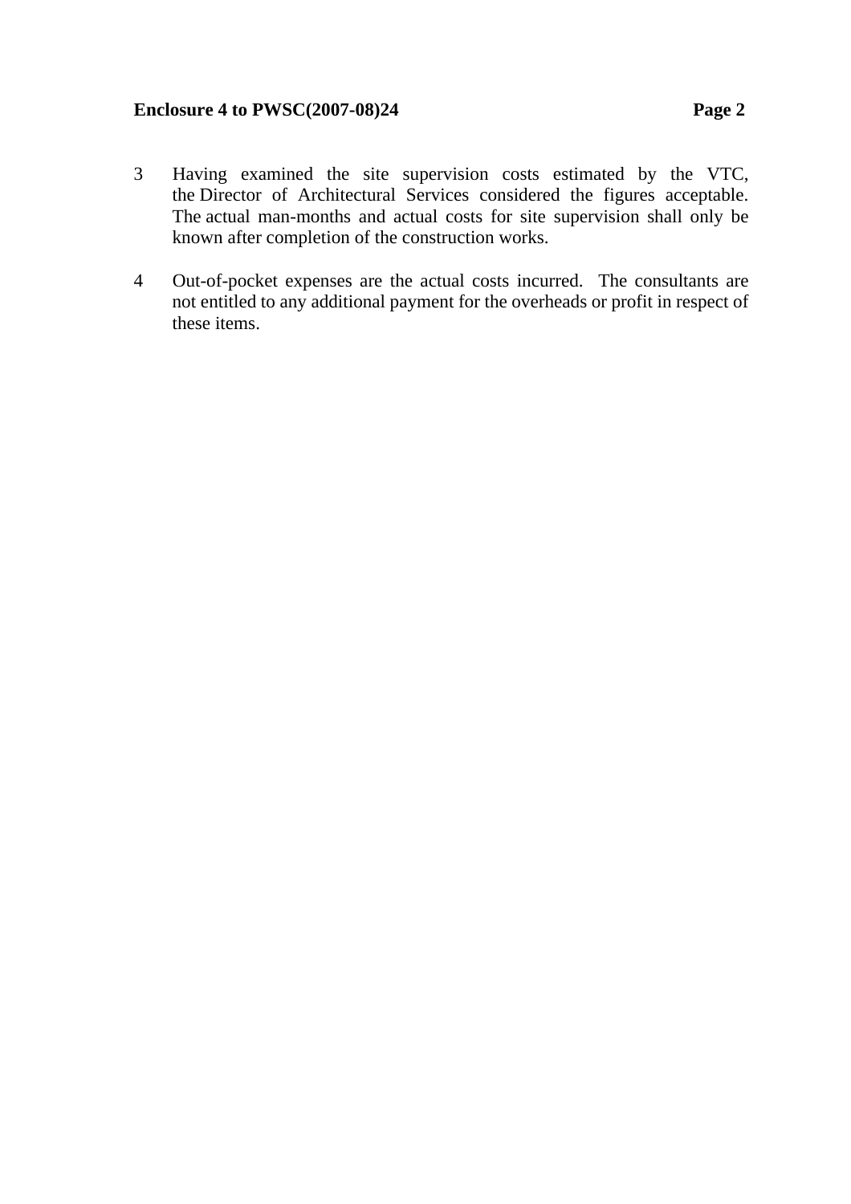3 Having examined the site supervision costs estimated by the VTC, the Director of Architectural Services considered the figures acceptable. The actual man-months and actual costs for site supervision shall only be known after completion of the construction works.

4 Out-of-pocket expenses are the actual costs incurred. The consultants are not entitled to any additional payment for the overheads or profit in respect of these items.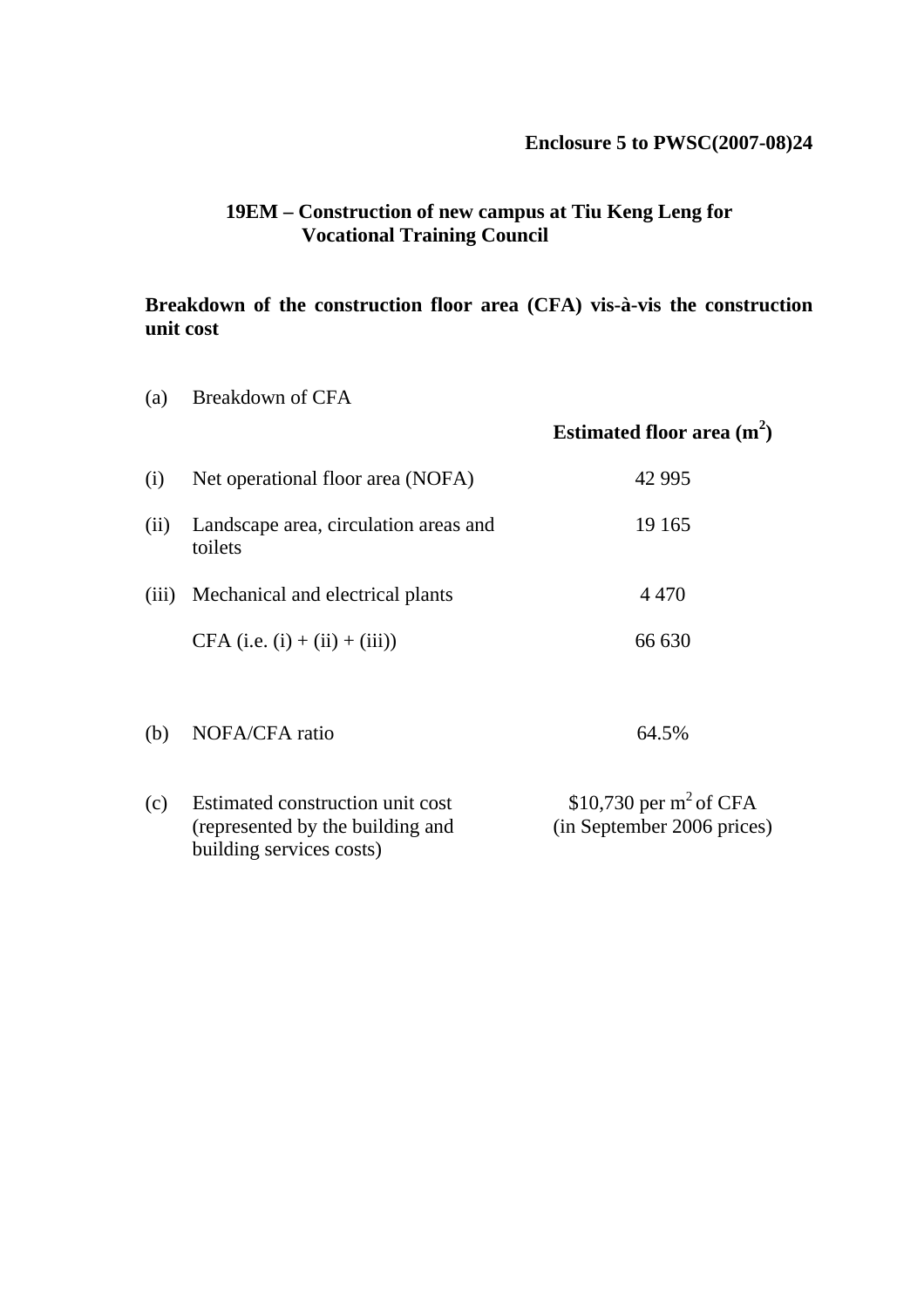**Enclosure 5 to PWSC(2007-08)24**

## 19EM – Construction of new campus at Tiu Keng Leng for Vocational Training Council

**Breakdown of the construction floor area (CFA) vis-à-vis the construction unit cost**

| | | |
|---|---|---|
| (a) | Breakdown of CFA | |
| | | **Estimated floor area ($m^2$)** |
| (i) | Net operational floor area (NOFA) | 42 995 |
| (ii) | Landscape area, circulation areas and toilets | 19 165 |
| (iii) | Mechanical and electrical plants | 4 470 |
| | CFA (i.e. (i) + (ii) + (iii)) | 66 630 |
| (b) | NOFA/CFA ratio | 64.5% |
| (c) | Estimated construction unit cost (represented by the building and building services costs) | \$10,730 per $m^2$ of CFA (in September 2006 prices) |